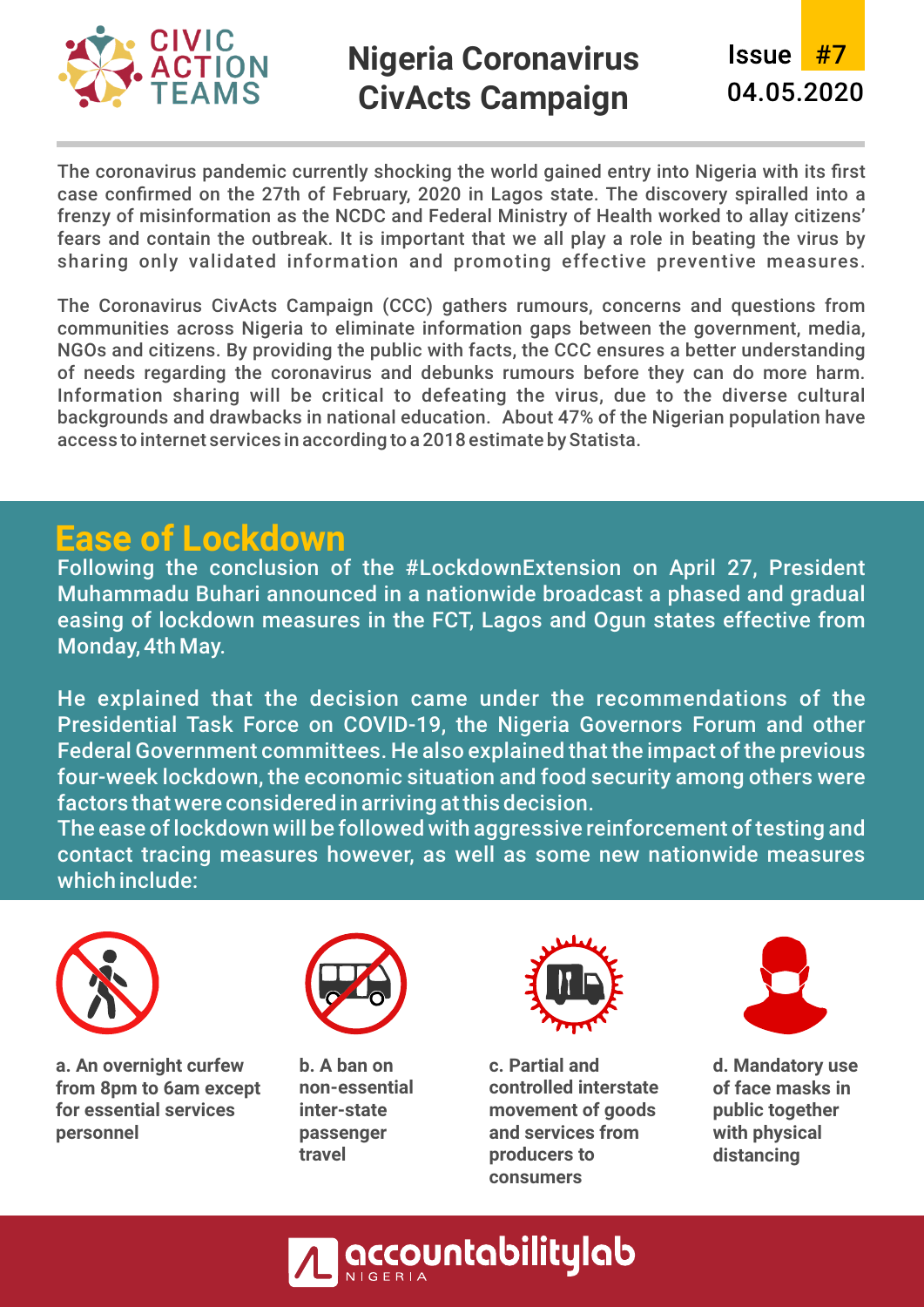CIVIC ACTION TEAMS

# Nigeria Coronavirus CivActs Campaign

Issue #7
04.05.2020

The coronavirus pandemic currently shocking the world gained entry into Nigeria with its first case confirmed on the 27th of February, 2020 in Lagos state. The discovery spiralled into a frenzy of misinformation as the NCDC and Federal Ministry of Health worked to allay citizens' fears and contain the outbreak. It is important that we all play a role in beating the virus by sharing only validated information and promoting effective preventive measures.

The Coronavirus CivActs Campaign (CCC) gathers rumours, concerns and questions from communities across Nigeria to eliminate information gaps between the government, media, NGOs and citizens. By providing the public with facts, the CCC ensures a better understanding of needs regarding the coronavirus and debunks rumours before they can do more harm. Information sharing will be critical to defeating the virus, due to the diverse cultural backgrounds and drawbacks in national education. About 47% of the Nigerian population have access to internet services in according to a 2018 estimate by Statista.

## Ease of Lockdown

Following the conclusion of the #LockdownExtension on April 27, President Muhammadu Buhari announced in a nationwide broadcast a phased and gradual easing of lockdown measures in the FCT, Lagos and Ogun states effective from Monday, 4th May.

He explained that the decision came under the recommendations of the Presidential Task Force on COVID-19, the Nigeria Governors Forum and other Federal Government committees. He also explained that the impact of the previous four-week lockdown, the economic situation and food security among others were factors that were considered in arriving at this decision.
The ease of lockdown will be followed with aggressive reinforcement of testing and contact tracing measures however, as well as some new nationwide measures which include:

**a. An overnight curfew from 8pm to 6am except for essential services personnel**

**b. A ban on non-essential inter-state passenger travel**

**c. Partial and controlled interstate movement of goods and services from producers to consumers**

**d. Mandatory use of face masks in public together with physical distancing**

accountabilitylab NIGERIA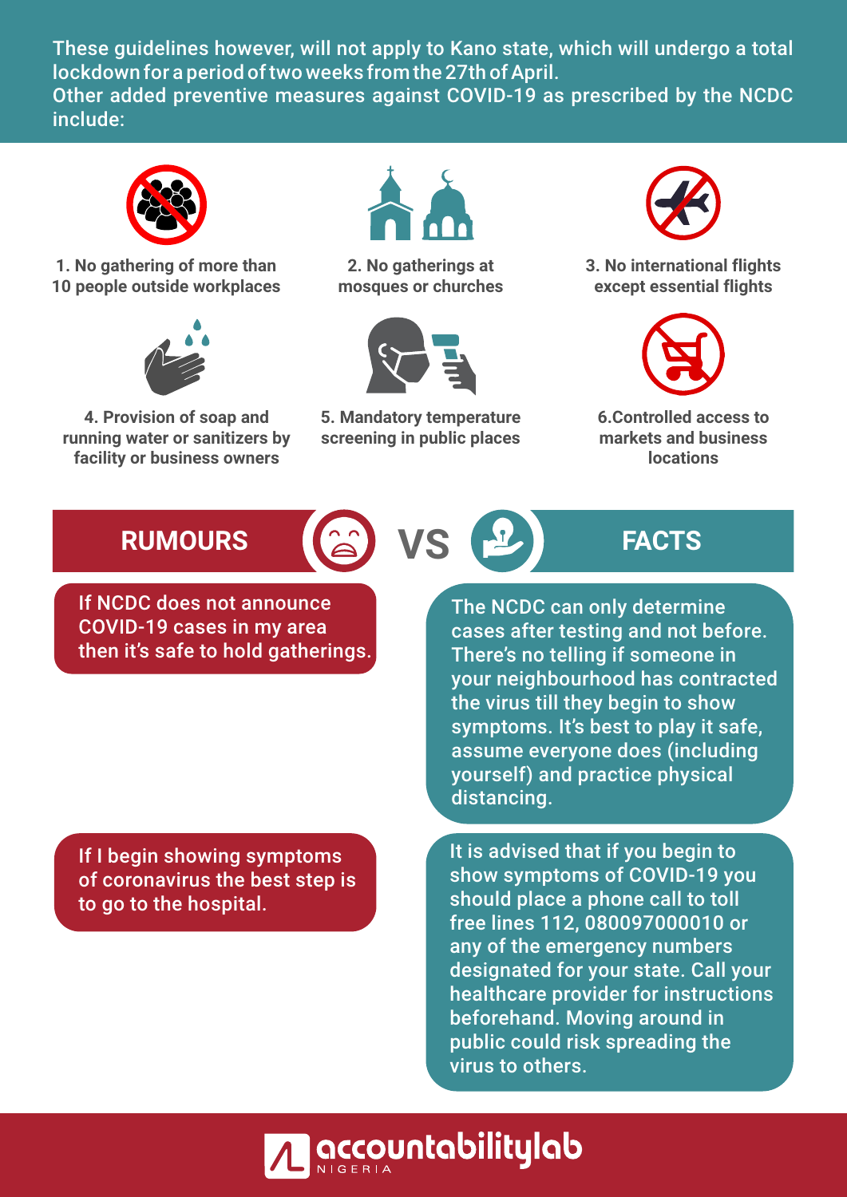These guidelines however, will not apply to Kano state, which will undergo a total lockdown for a period of two weeks from the 27th of April.
Other added preventive measures against COVID-19 as prescribed by the NCDC include:

1. No gathering of more than 10 people outside workplaces
2. No gatherings at mosques or churches
3. No international flights except essential flights
4. Provision of soap and running water or sanitizers by facility or business owners
5. Mandatory temperature screening in public places
6. Controlled access to markets and business locations

## RUMOURS VS FACTS

| RUMOURS | FACTS |
| --- | --- |
| If NCDC does not announce COVID-19 cases in my area then it's safe to hold gatherings. | The NCDC can only determine cases after testing and not before. There's no telling if someone in your neighbourhood has contracted the virus till they begin to show symptoms. It's best to play it safe, assume everyone does (including yourself) and practice physical distancing. |
| If I begin showing symptoms of coronavirus the best step is to go to the hospital. | It is advised that if you begin to show symptoms of COVID-19 you should place a phone call to toll free lines 112, 080097000010 or any of the emergency numbers designated for your state. Call your healthcare provider for instructions beforehand. Moving around in public could risk spreading the virus to others. |

accountabilitylab NIGERIA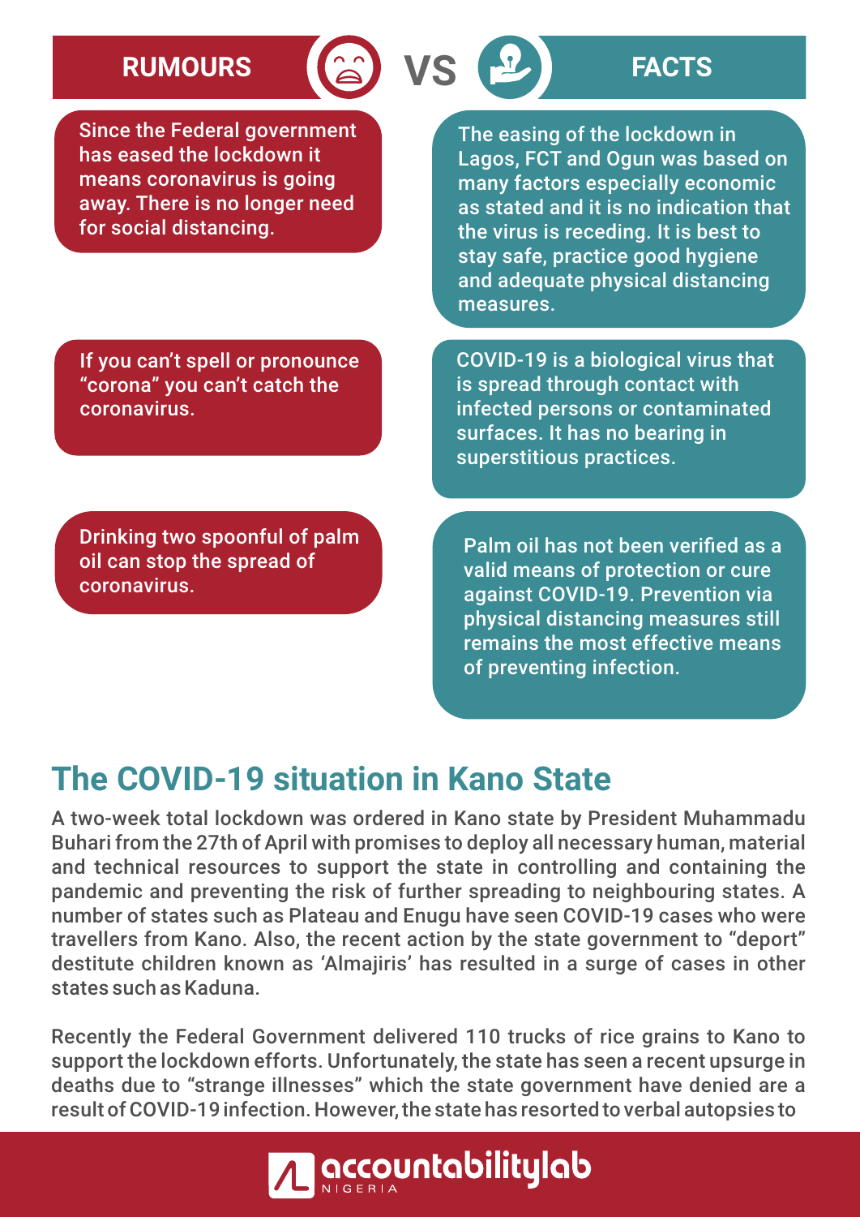| RUMOURS | FACTS |
| --- | --- |
| Since the Federal government has eased the lockdown it means coronavirus is going away. There is no longer need for social distancing. | The easing of the lockdown in Lagos, FCT and Ogun was based on many factors especially economic as stated and it is no indication that the virus is receding. It is best to stay safe, practice good hygiene and adequate physical distancing measures. |
| If you can't spell or pronounce "corona" you can't catch the coronavirus. | COVID-19 is a biological virus that is spread through contact with infected persons or contaminated surfaces. It has no bearing in superstitious practices. |
| Drinking two spoonful of palm oil can stop the spread of coronavirus. | Palm oil has not been verified as a valid means of protection or cure against COVID-19. Prevention via physical distancing measures still remains the most effective means of preventing infection. |

## The COVID-19 situation in Kano State

A two-week total lockdown was ordered in Kano state by President Muhammadu Buhari from the 27th of April with promises to deploy all necessary human, material and technical resources to support the state in controlling and containing the pandemic and preventing the risk of further spreading to neighbouring states. A number of states such as Plateau and Enugu have seen COVID-19 cases who were travellers from Kano. Also, the recent action by the state government to "deport" destitute children known as 'Almajiris' has resulted in a surge of cases in other states such as Kaduna.

Recently the Federal Government delivered 110 trucks of rice grains to Kano to support the lockdown efforts. Unfortunately, the state has seen a recent upsurge in deaths due to "strange illnesses" which the state government have denied are a result of COVID-19 infection. However, the state has resorted to verbal autopsies to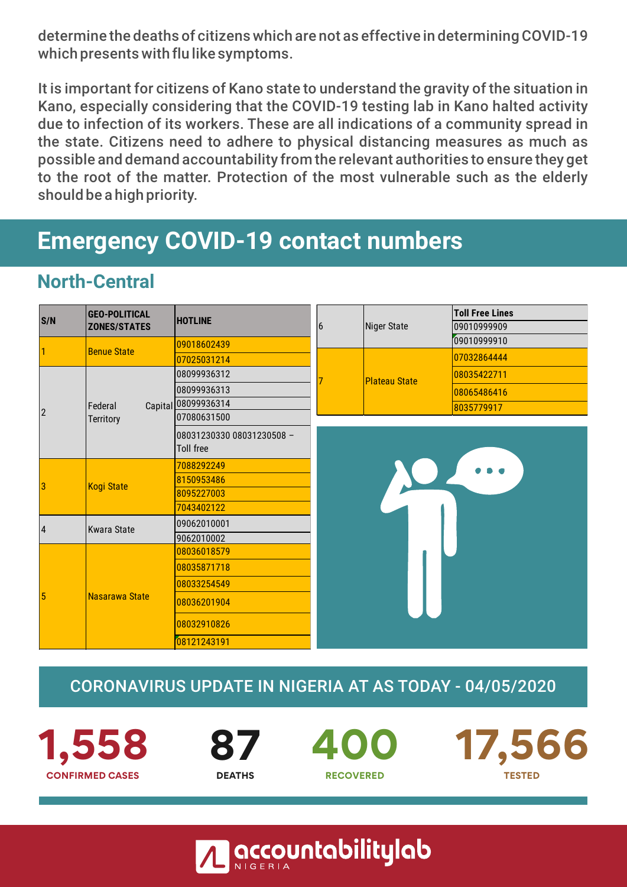determine the deaths of citizens which are not as effective in determining COVID-19 which presents with flu like symptoms.

It is important for citizens of Kano state to understand the gravity of the situation in Kano, especially considering that the COVID-19 testing lab in Kano halted activity due to infection of its workers. These are all indications of a community spread in the state. Citizens need to adhere to physical distancing measures as much as possible and demand accountability from the relevant authorities to ensure they get to the root of the matter. Protection of the most vulnerable such as the elderly should be a high priority.

## Emergency COVID-19 contact numbers

### North-Central

| S/N | GEO-POLITICAL ZONES/STATES | HOTLINE |
|---|---|---|
| 1 | Benue State | 09018602439 |
| | | 07025031214 |
| 2 | Federal Capital Territory | 08099936312 |
| | | 08099936313 |
| | | 08099936314 |
| | | 07080631500 |
| | | 08031230330 08031230508 – Toll free |
| 3 | Kogi State | 7088292249 |
| | | 8150953486 |
| | | 8095227003 |
| | | 7043402122 |
| 4 | Kwara State | 09062010001 |
| | | 9062010002 |
| 5 | Nasarawa State | 08036018579 |
| | | 08035871718 |
| | | 08033254549 |
| | | 08036201904 |
| | | 08032910826 |
| | | 08121243191 |
| 6 | Niger State | Toll Free Lines |
| | | 09010999909 |
| | | 09010999910 |
| 7 | Plateau State | 07032864444 |
| | | 08035422711 |
| | | 08065486416 |
| | | 8035779917 |

CORONAVIRUS UPDATE IN NIGERIA AT AS TODAY - 04/05/2020

**1,558** CONFIRMED CASES

**87** DEATHS

**400** RECOVERED

**17,566** TESTED

accountabilitylab NIGERIA